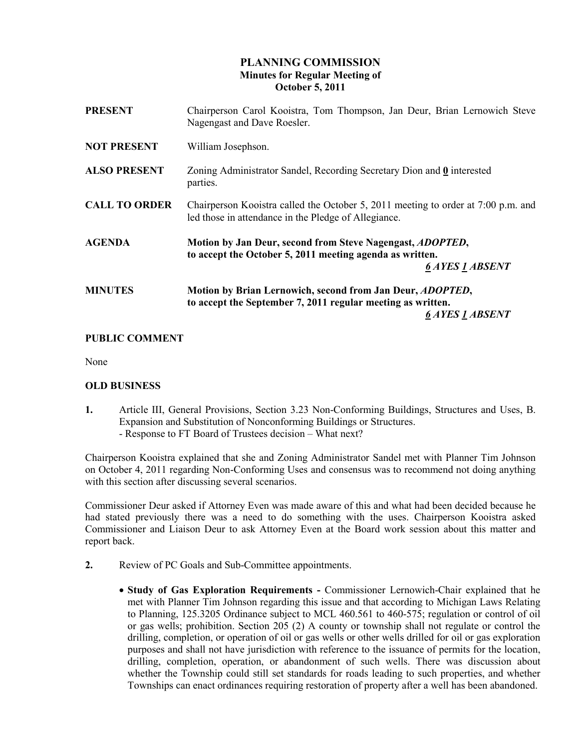# PLANNING COMMISSION
## Minutes for Regular Meeting of
## October 5, 2011

**PRESENT** Chairperson Carol Kooistra, Tom Thompson, Jan Deur, Brian Lernowich Steve Nagengast and Dave Roesler.

**NOT PRESENT** William Josephson.

**ALSO PRESENT** Zoning Administrator Sandel, Recording Secretary Dion and **0** interested parties.

**CALL TO ORDER** Chairperson Kooistra called the October 5, 2011 meeting to order at 7:00 p.m. and led those in attendance in the Pledge of Allegiance.

**AGENDA** **Motion by Jan Deur, second from Steve Nagengast, *ADOPTED*, to accept the October 5, 2011 meeting agenda as written.**
***6 AYES 1 ABSENT***

**MINUTES** **Motion by Brian Lernowich, second from Jan Deur, *ADOPTED*, to accept the September 7, 2011 regular meeting as written.**
***6 AYES 1 ABSENT***

**PUBLIC COMMENT**

None

**OLD BUSINESS**

**1.** Article III, General Provisions, Section 3.23 Non-Conforming Buildings, Structures and Uses, B. Expansion and Substitution of Nonconforming Buildings or Structures.
- Response to FT Board of Trustees decision – What next?

Chairperson Kooistra explained that she and Zoning Administrator Sandel met with Planner Tim Johnson on October 4, 2011 regarding Non-Conforming Uses and consensus was to recommend not doing anything with this section after discussing several scenarios.

Commissioner Deur asked if Attorney Even was made aware of this and what had been decided because he had stated previously there was a need to do something with the uses. Chairperson Kooistra asked Commissioner and Liaison Deur to ask Attorney Even at the Board work session about this matter and report back.

**2.** Review of PC Goals and Sub-Committee appointments.

- **Study of Gas Exploration Requirements -** Commissioner Lernowich-Chair explained that he met with Planner Tim Johnson regarding this issue and that according to Michigan Laws Relating to Planning, 125.3205 Ordinance subject to MCL 460.561 to 460-575; regulation or control of oil or gas wells; prohibition. Section 205 (2) A county or township shall not regulate or control the drilling, completion, or operation of oil or gas wells or other wells drilled for oil or gas exploration purposes and shall not have jurisdiction with reference to the issuance of permits for the location, drilling, completion, operation, or abandonment of such wells. There was discussion about whether the Township could still set standards for roads leading to such properties, and whether Townships can enact ordinances requiring restoration of property after a well has been abandoned.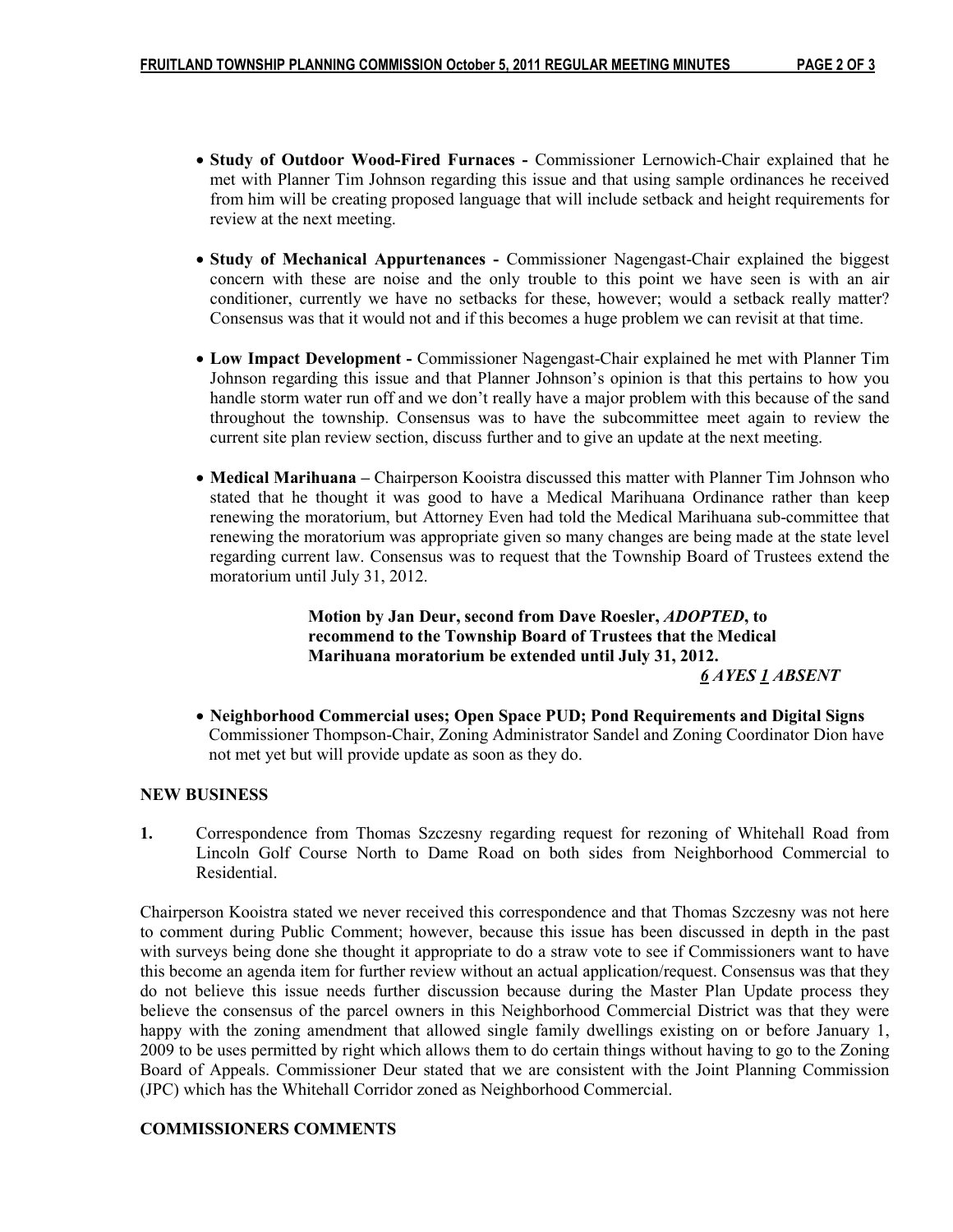- **Study of Outdoor Wood-Fired Furnaces -** Commissioner Lernowich-Chair explained that he met with Planner Tim Johnson regarding this issue and that using sample ordinances he received from him will be creating proposed language that will include setback and height requirements for review at the next meeting.

- **Study of Mechanical Appurtenances -** Commissioner Nagengast-Chair explained the biggest concern with these are noise and the only trouble to this point we have seen is with an air conditioner, currently we have no setbacks for these, however; would a setback really matter? Consensus was that it would not and if this becomes a huge problem we can revisit at that time.

- **Low Impact Development -** Commissioner Nagengast-Chair explained he met with Planner Tim Johnson regarding this issue and that Planner Johnson's opinion is that this pertains to how you handle storm water run off and we don't really have a major problem with this because of the sand throughout the township. Consensus was to have the subcommittee meet again to review the current site plan review section, discuss further and to give an update at the next meeting.

- **Medical Marihuana –** Chairperson Kooistra discussed this matter with Planner Tim Johnson who stated that he thought it was good to have a Medical Marihuana Ordinance rather than keep renewing the moratorium, but Attorney Even had told the Medical Marihuana sub-committee that renewing the moratorium was appropriate given so many changes are being made at the state level regarding current law. Consensus was to request that the Township Board of Trustees extend the moratorium until July 31, 2012.

  **Motion by Jan Deur, second from Dave Roesler, *ADOPTED*, to recommend to the Township Board of Trustees that the Medical Marihuana moratorium be extended until July 31, 2012.**
  ***6* AYES *1* ABSENT**

- **Neighborhood Commercial uses; Open Space PUD; Pond Requirements and Digital Signs** Commissioner Thompson-Chair, Zoning Administrator Sandel and Zoning Coordinator Dion have not met yet but will provide update as soon as they do.

## NEW BUSINESS

**1.** Correspondence from Thomas Szczesny regarding request for rezoning of Whitehall Road from Lincoln Golf Course North to Dame Road on both sides from Neighborhood Commercial to Residential.

Chairperson Kooistra stated we never received this correspondence and that Thomas Szczesny was not here to comment during Public Comment; however, because this issue has been discussed in depth in the past with surveys being done she thought it appropriate to do a straw vote to see if Commissioners want to have this become an agenda item for further review without an actual application/request. Consensus was that they do not believe this issue needs further discussion because during the Master Plan Update process they believe the consensus of the parcel owners in this Neighborhood Commercial District was that they were happy with the zoning amendment that allowed single family dwellings existing on or before January 1, 2009 to be uses permitted by right which allows them to do certain things without having to go to the Zoning Board of Appeals. Commissioner Deur stated that we are consistent with the Joint Planning Commission (JPC) which has the Whitehall Corridor zoned as Neighborhood Commercial.

## COMMISSIONERS COMMENTS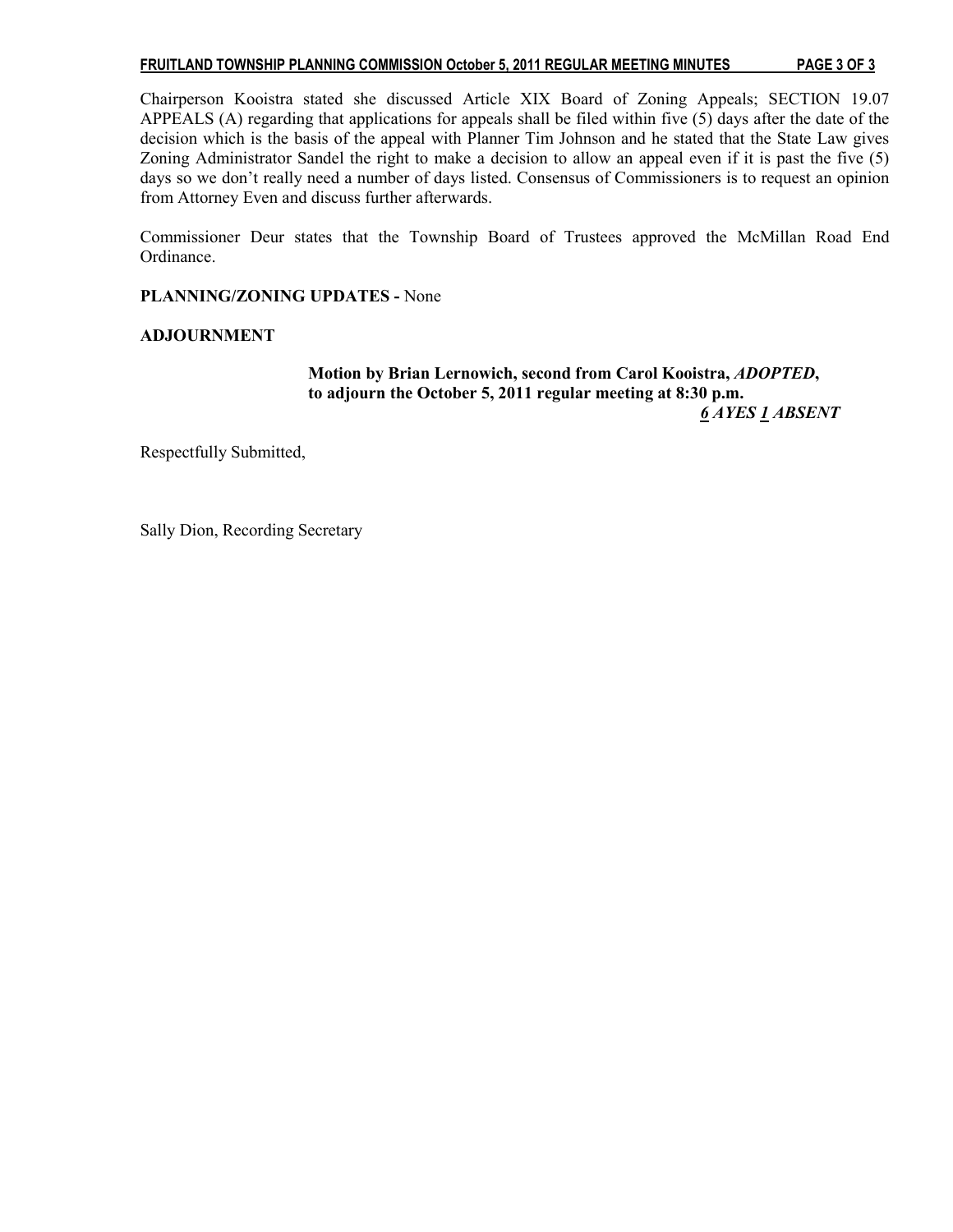Chairperson Kooistra stated she discussed Article XIX Board of Zoning Appeals; SECTION 19.07 APPEALS (A) regarding that applications for appeals shall be filed within five (5) days after the date of the decision which is the basis of the appeal with Planner Tim Johnson and he stated that the State Law gives Zoning Administrator Sandel the right to make a decision to allow an appeal even if it is past the five (5) days so we don't really need a number of days listed. Consensus of Commissioners is to request an opinion from Attorney Even and discuss further afterwards.

Commissioner Deur states that the Township Board of Trustees approved the McMillan Road End Ordinance.

**PLANNING/ZONING UPDATES -** None

**ADJOURNMENT**

**Motion by Brian Lernowich, second from Carol Kooistra, *ADOPTED*, to adjourn the October 5, 2011 regular meeting at 8:30 p.m.**

***6 AYES 1 ABSENT***

Respectfully Submitted,

Sally Dion, Recording Secretary